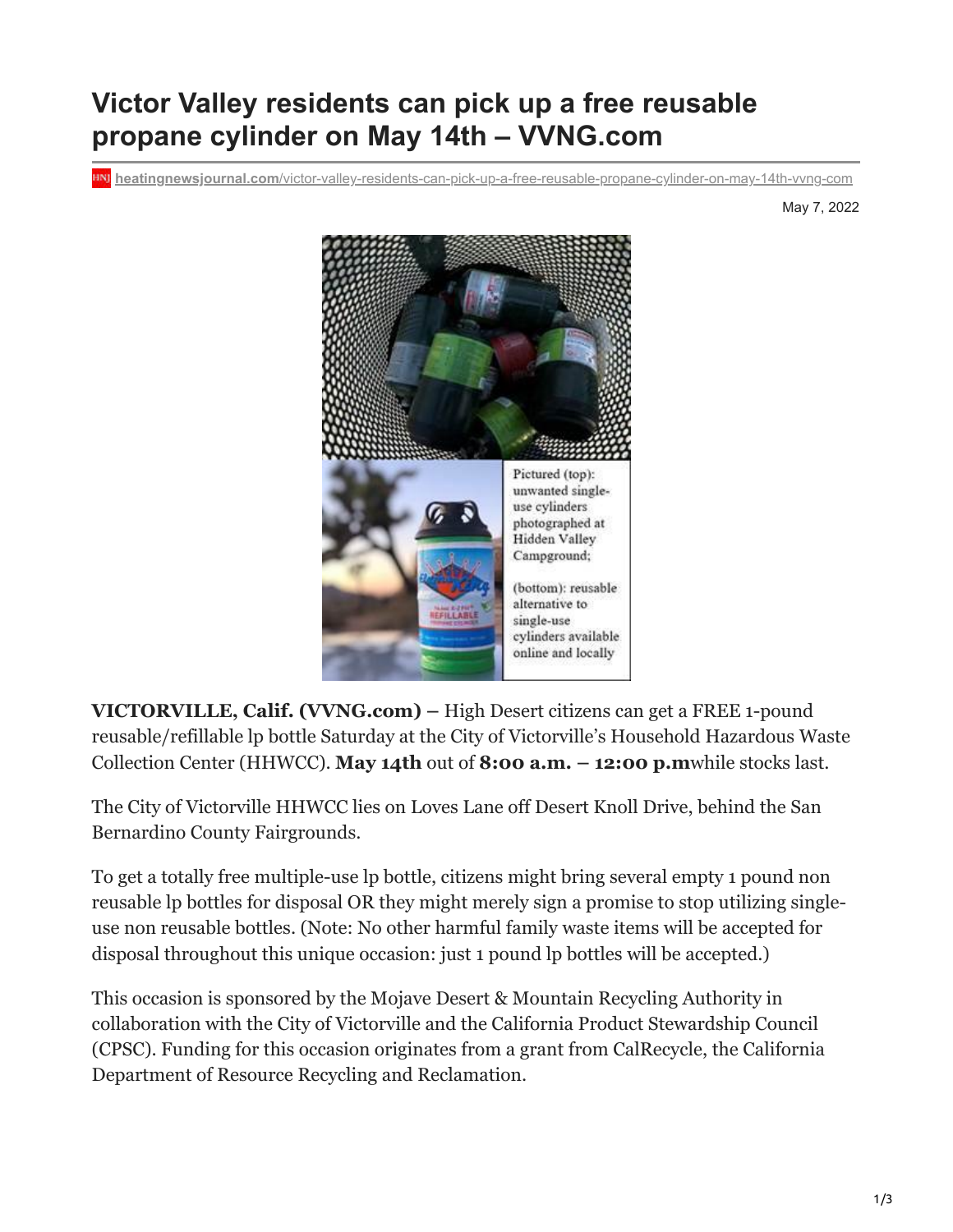# Victor Valley residents can pick up a free reusable propane cylinder on May 14th – VVNG.com

heatingnewsjournal.com/victor-valley-residents-can-pick-up-a-free-reusable-propane-cylinder-on-may-14th-vvng-com

May 7, 2022

Pictured (top): unwanted single-use cylinders photographed at Hidden Valley Campground;

(bottom): reusable alternative to single-use cylinders available online and locally

**VICTORVILLE, Calif. (VVNG.com) –** High Desert citizens can get a FREE 1-pound reusable/refillable lp bottle Saturday at the City of Victorville's Household Hazardous Waste Collection Center (HHWCC). **May 14th** out of **8:00 a.m. – 12:00 p.m**while stocks last.

The City of Victorville HHWCC lies on Loves Lane off Desert Knoll Drive, behind the San Bernardino County Fairgrounds.

To get a totally free multiple-use lp bottle, citizens might bring several empty 1 pound non reusable lp bottles for disposal OR they might merely sign a promise to stop utilizing single-use non reusable bottles. (Note: No other harmful family waste items will be accepted for disposal throughout this unique occasion: just 1 pound lp bottles will be accepted.)

This occasion is sponsored by the Mojave Desert & Mountain Recycling Authority in collaboration with the City of Victorville and the California Product Stewardship Council (CPSC). Funding for this occasion originates from a grant from CalRecycle, the California Department of Resource Recycling and Reclamation.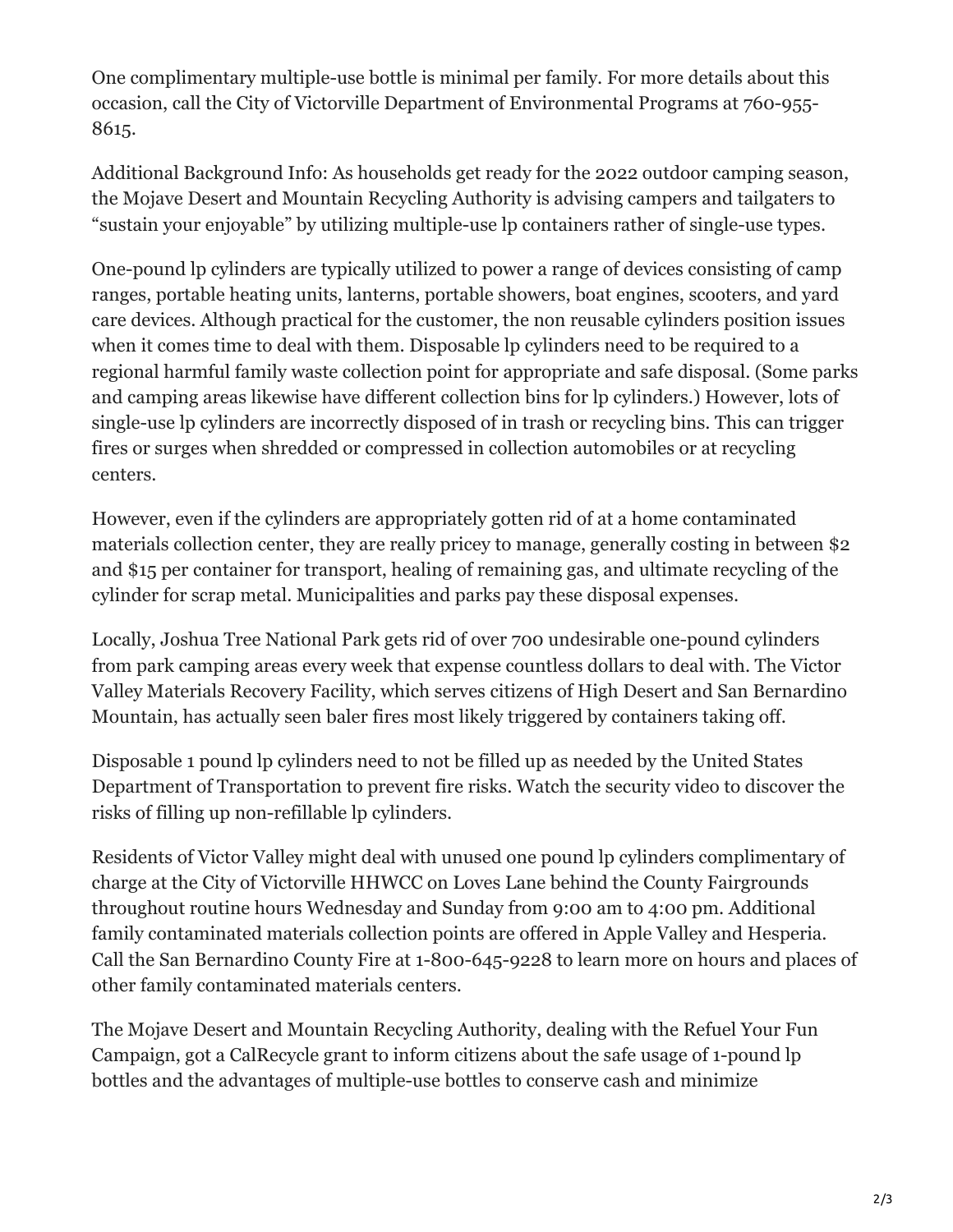One complimentary multiple-use bottle is minimal per family. For more details about this occasion, call the City of Victorville Department of Environmental Programs at 760-955-8615.

Additional Background Info: As households get ready for the 2022 outdoor camping season, the Mojave Desert and Mountain Recycling Authority is advising campers and tailgaters to "sustain your enjoyable" by utilizing multiple-use lp containers rather of single-use types.

One-pound lp cylinders are typically utilized to power a range of devices consisting of camp ranges, portable heating units, lanterns, portable showers, boat engines, scooters, and yard care devices. Although practical for the customer, the non reusable cylinders position issues when it comes time to deal with them. Disposable lp cylinders need to be required to a regional harmful family waste collection point for appropriate and safe disposal. (Some parks and camping areas likewise have different collection bins for lp cylinders.) However, lots of single-use lp cylinders are incorrectly disposed of in trash or recycling bins. This can trigger fires or surges when shredded or compressed in collection automobiles or at recycling centers.

However, even if the cylinders are appropriately gotten rid of at a home contaminated materials collection center, they are really pricey to manage, generally costing in between $2 and $15 per container for transport, healing of remaining gas, and ultimate recycling of the cylinder for scrap metal. Municipalities and parks pay these disposal expenses.

Locally, Joshua Tree National Park gets rid of over 700 undesirable one-pound cylinders from park camping areas every week that expense countless dollars to deal with. The Victor Valley Materials Recovery Facility, which serves citizens of High Desert and San Bernardino Mountain, has actually seen baler fires most likely triggered by containers taking off.

Disposable 1 pound lp cylinders need to not be filled up as needed by the United States Department of Transportation to prevent fire risks. Watch the security video to discover the risks of filling up non-refillable lp cylinders.

Residents of Victor Valley might deal with unused one pound lp cylinders complimentary of charge at the City of Victorville HHWCC on Loves Lane behind the County Fairgrounds throughout routine hours Wednesday and Sunday from 9:00 am to 4:00 pm. Additional family contaminated materials collection points are offered in Apple Valley and Hesperia. Call the San Bernardino County Fire at 1-800-645-9228 to learn more on hours and places of other family contaminated materials centers.

The Mojave Desert and Mountain Recycling Authority, dealing with the Refuel Your Fun Campaign, got a CalRecycle grant to inform citizens about the safe usage of 1-pound lp bottles and the advantages of multiple-use bottles to conserve cash and minimize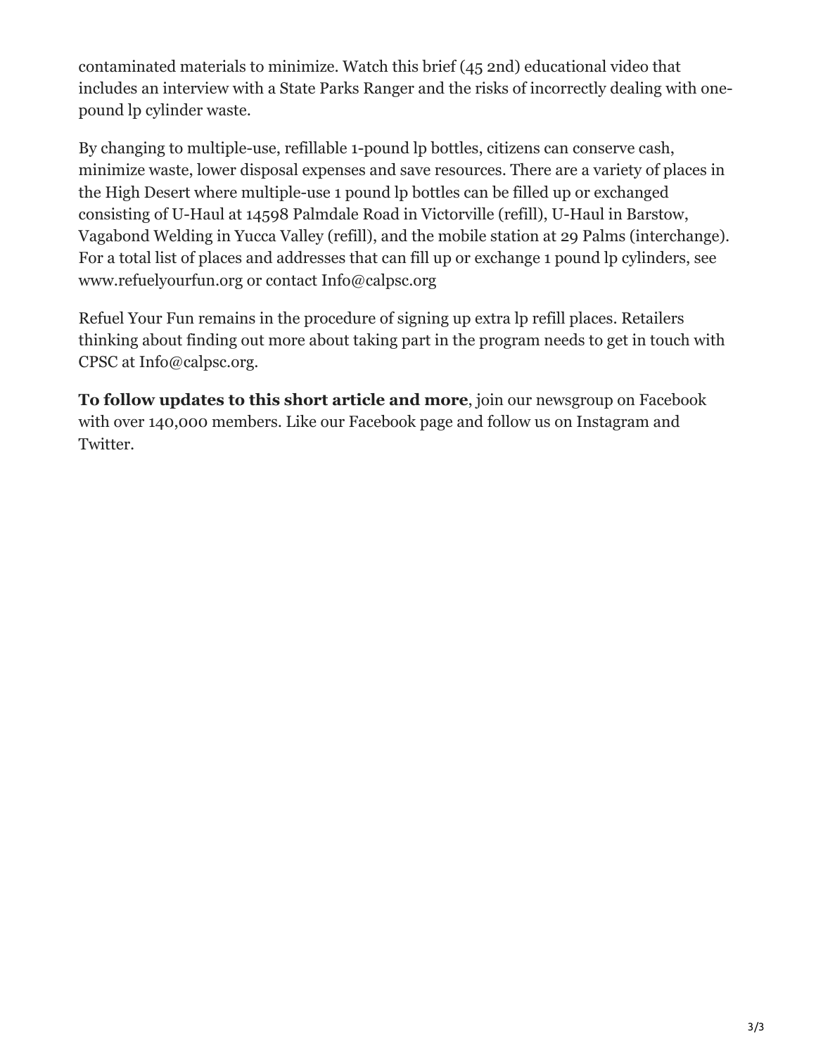contaminated materials to minimize. Watch this brief (45 2nd) educational video that includes an interview with a State Parks Ranger and the risks of incorrectly dealing with one-pound lp cylinder waste.

By changing to multiple-use, refillable 1-pound lp bottles, citizens can conserve cash, minimize waste, lower disposal expenses and save resources. There are a variety of places in the High Desert where multiple-use 1 pound lp bottles can be filled up or exchanged consisting of U-Haul at 14598 Palmdale Road in Victorville (refill), U-Haul in Barstow, Vagabond Welding in Yucca Valley (refill), and the mobile station at 29 Palms (interchange). For a total list of places and addresses that can fill up or exchange 1 pound lp cylinders, see www.refuelyourfun.org or contact Info@calpsc.org

Refuel Your Fun remains in the procedure of signing up extra lp refill places. Retailers thinking about finding out more about taking part in the program needs to get in touch with CPSC at Info@calpsc.org.

**To follow updates to this short article and more**, join our newsgroup on Facebook with over 140,000 members. Like our Facebook page and follow us on Instagram and Twitter.